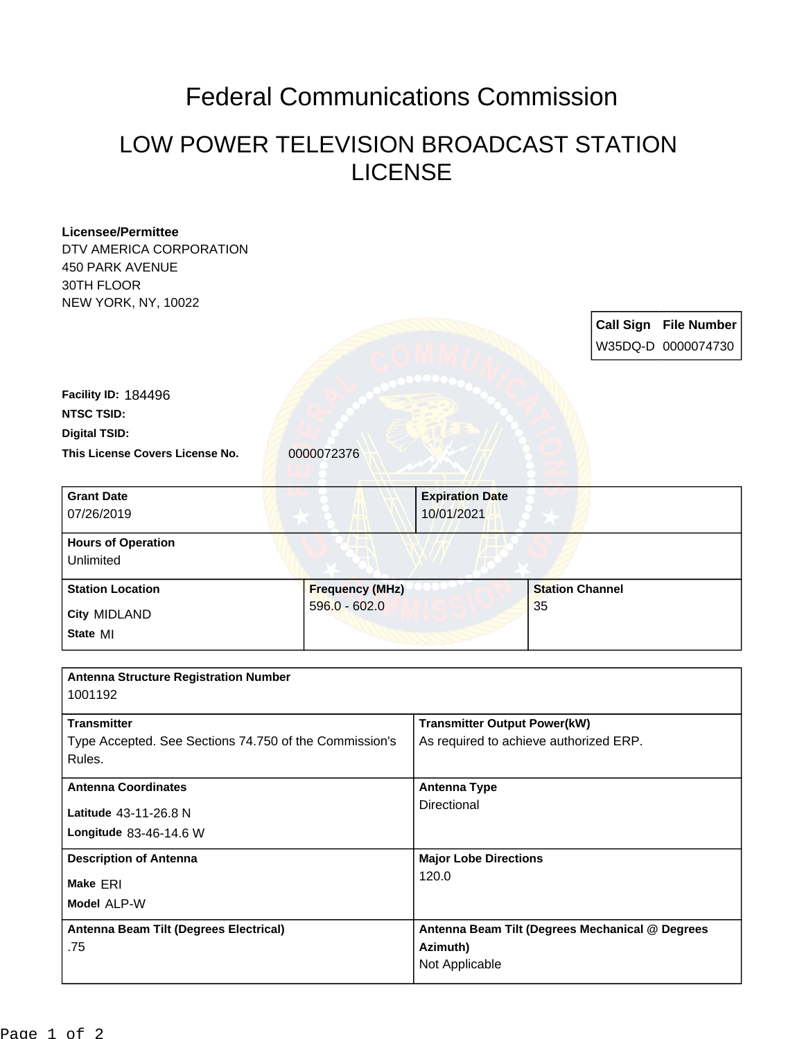# Federal Communications Commission

## LOW POWER TELEVISION BROADCAST STATION LICENSE

**Licensee/Permittee**
DTV AMERICA CORPORATION
450 PARK AVENUE
30TH FLOOR
NEW YORK, NY, 10022

| Call Sign | File Number |
|---|---|
| W35DQ-D | 0000074730 |

**Facility ID:** 184496

**NTSC TSID:**

**Digital TSID:**

**This License Covers License No.** 0000072376

| Grant Date | Expiration Date |
|---|---|
| 07/26/2019 | 10/01/2021 |

**Hours of Operation**
Unlimited

| Station Location | Frequency (MHz) | Station Channel |
|---|---|---|
| City MIDLAND<br>State MI | 596.0 - 602.0 | 35 |

**Antenna Structure Registration Number**
1001192

| Transmitter | Transmitter Output Power(kW) |
|---|---|
| Type Accepted. See Sections 74.750 of the Commission's Rules. | As required to achieve authorized ERP. |

| Antenna Coordinates | Antenna Type |
|---|---|
| Latitude 43-11-26.8 N<br>Longitude 83-46-14.6 W | Directional |

| Description of Antenna | Major Lobe Directions |
|---|---|
| Make ERI<br>Model ALP-W | 120.0 |

| Antenna Beam Tilt (Degrees Electrical) | Antenna Beam Tilt (Degrees Mechanical @ Degrees Azimuth) |
|---|---|
| .75 | Not Applicable |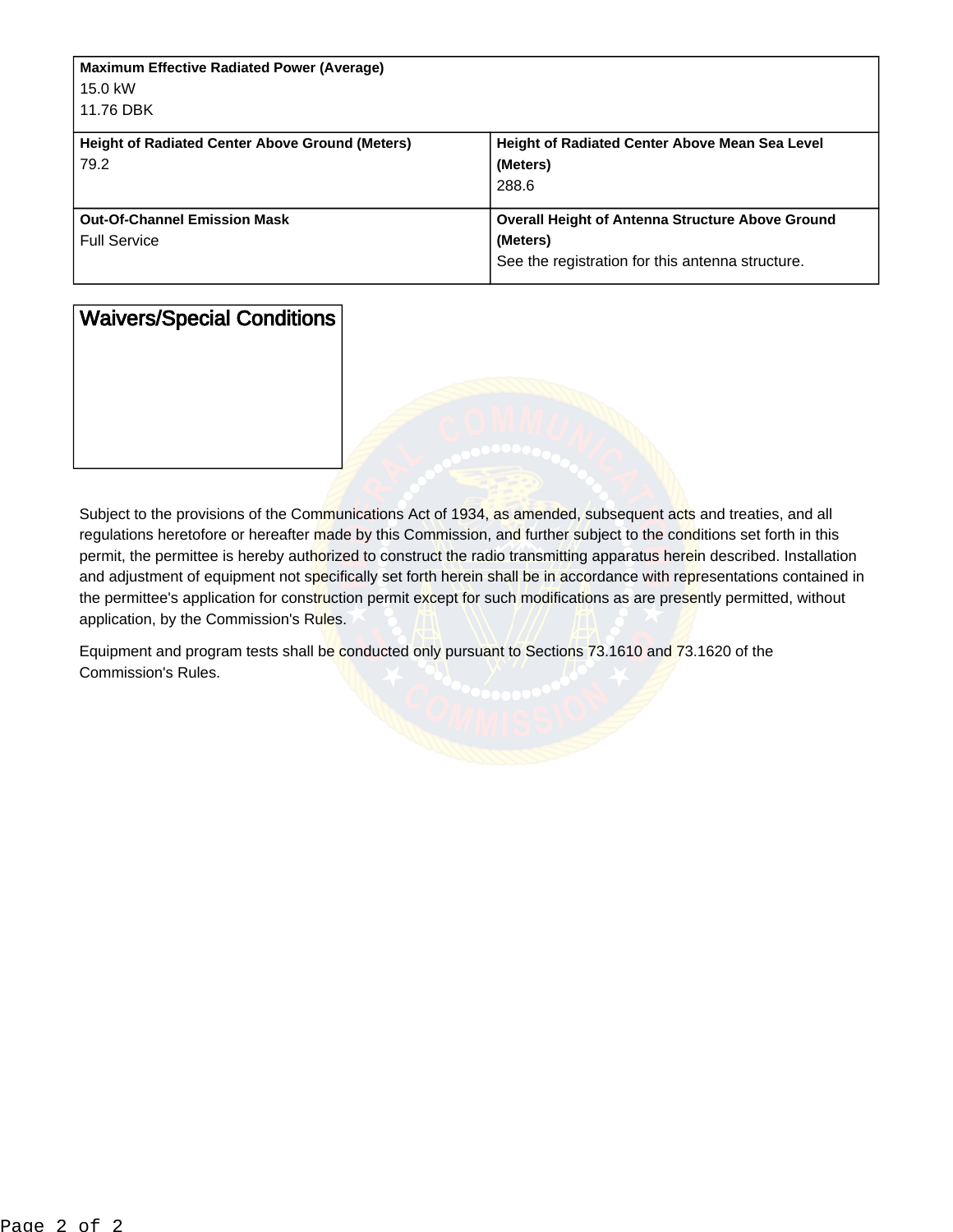| | |
|---|---|
| **Maximum Effective Radiated Power (Average)**<br>15.0 kW<br>11.76 DBK | |
| **Height of Radiated Center Above Ground (Meters)**<br>79.2 | **Height of Radiated Center Above Mean Sea Level (Meters)**<br>288.6 |
| **Out-Of-Channel Emission Mask**<br>Full Service | **Overall Height of Antenna Structure Above Ground (Meters)**<br>See the registration for this antenna structure. |

## Waivers/Special Conditions

Subject to the provisions of the Communications Act of 1934, as amended, subsequent acts and treaties, and all regulations heretofore or hereafter made by this Commission, and further subject to the conditions set forth in this permit, the permittee is hereby authorized to construct the radio transmitting apparatus herein described. Installation and adjustment of equipment not specifically set forth herein shall be in accordance with representations contained in the permittee's application for construction permit except for such modifications as are presently permitted, without application, by the Commission's Rules.

Equipment and program tests shall be conducted only pursuant to Sections 73.1610 and 73.1620 of the Commission's Rules.